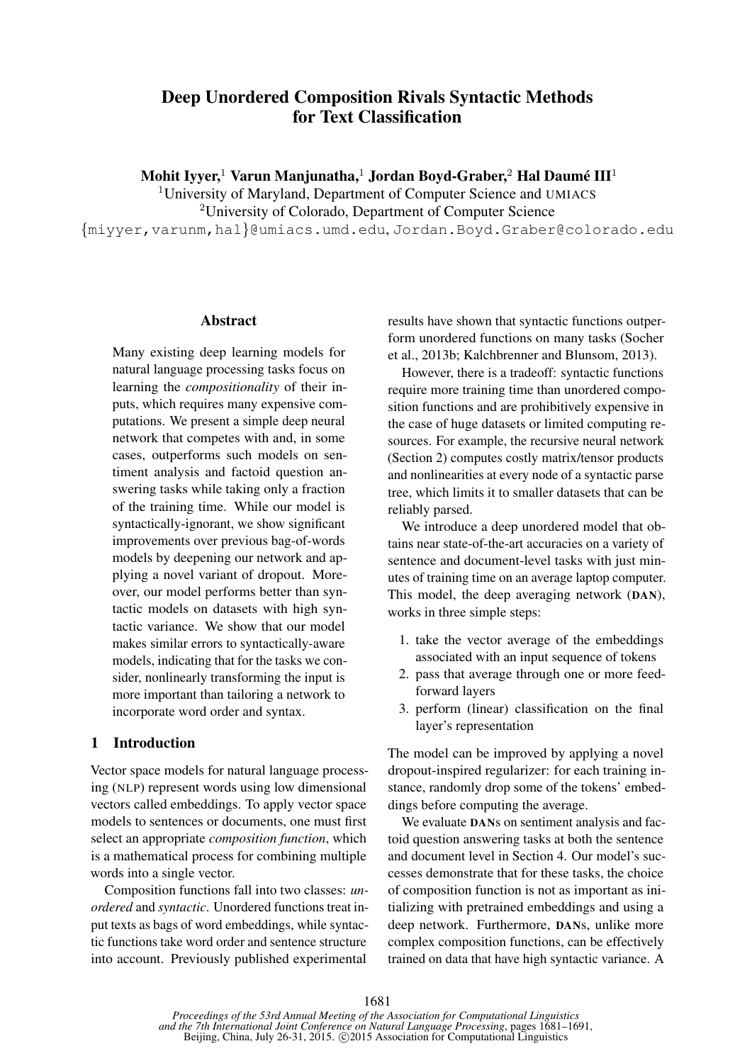# Deep Unordered Composition Rivals Syntactic Methods for Text Classification

**Mohit Iyyer,**[1] **Varun Manjunatha,**[1] **Jordan Boyd-Graber,**[2] **Hal Daumé III**[1]

[1]University of Maryland, Department of Computer Science and UMIACS

[2]University of Colorado, Department of Computer Science

{miyyer,varunm,hal}@umiacs.umd.edu, Jordan.Boyd.Graber@colorado.edu

## Abstract

Many existing deep learning models for natural language processing tasks focus on learning the *compositionality* of their inputs, which requires many expensive computations. We present a simple deep neural network that competes with and, in some cases, outperforms such models on sentiment analysis and factoid question answering tasks while taking only a fraction of the training time. While our model is syntactically-ignorant, we show significant improvements over previous bag-of-words models by deepening our network and applying a novel variant of dropout. Moreover, our model performs better than syntactic models on datasets with high syntactic variance. We show that our model makes similar errors to syntactically-aware models, indicating that for the tasks we consider, nonlinearly transforming the input is more important than tailoring a network to incorporate word order and syntax.

## 1 Introduction

Vector space models for natural language processing (NLP) represent words using low dimensional vectors called embeddings. To apply vector space models to sentences or documents, one must first select an appropriate *composition function*, which is a mathematical process for combining multiple words into a single vector.

Composition functions fall into two classes: *unordered* and *syntactic*. Unordered functions treat input texts as bags of word embeddings, while syntactic functions take word order and sentence structure into account. Previously published experimental results have shown that syntactic functions outperform unordered functions on many tasks (Socher et al., 2013b; Kalchbrenner and Blunsom, 2013).

However, there is a tradeoff: syntactic functions require more training time than unordered composition functions and are prohibitively expensive in the case of huge datasets or limited computing resources. For example, the recursive neural network (Section 2) computes costly matrix/tensor products and nonlinearities at every node of a syntactic parse tree, which limits it to smaller datasets that can be reliably parsed.

We introduce a deep unordered model that obtains near state-of-the-art accuracies on a variety of sentence and document-level tasks with just minutes of training time on an average laptop computer. This model, the deep averaging network (DAN), works in three simple steps:

1. take the vector average of the embeddings associated with an input sequence of tokens
2. pass that average through one or more feed-forward layers
3. perform (linear) classification on the final layer's representation

The model can be improved by applying a novel dropout-inspired regularizer: for each training instance, randomly drop some of the tokens' embeddings before computing the average.

We evaluate DANs on sentiment analysis and factoid question answering tasks at both the sentence and document level in Section 4. Our model's successes demonstrate that for these tasks, the choice of composition function is not as important as initializing with pretrained embeddings and using a deep network. Furthermore, DANs, unlike more complex composition functions, can be effectively trained on data that have high syntactic variance. A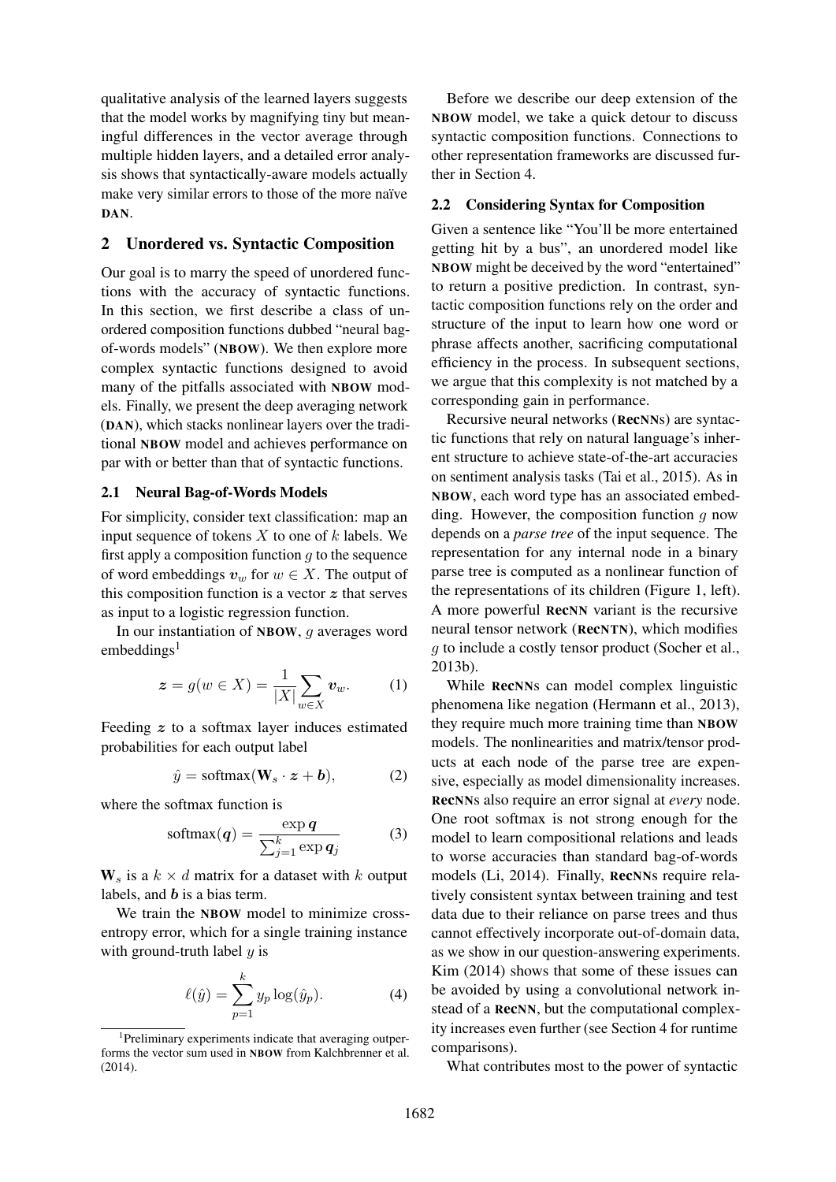qualitative analysis of the learned layers suggests that the model works by magnifying tiny but meaningful differences in the vector average through multiple hidden layers, and a detailed error analysis shows that syntactically-aware models actually make very similar errors to those of the more naïve **DAN**.

## 2 Unordered vs. Syntactic Composition

Our goal is to marry the speed of unordered functions with the accuracy of syntactic functions. In this section, we first describe a class of unordered composition functions dubbed "neural bag-of-words models" (**NBOW**). We then explore more complex syntactic functions designed to avoid many of the pitfalls associated with **NBOW** models. Finally, we present the deep averaging network (**DAN**), which stacks nonlinear layers over the traditional **NBOW** model and achieves performance on par with or better than that of syntactic functions.

### 2.1 Neural Bag-of-Words Models

For simplicity, consider text classification: map an input sequence of tokens $X$ to one of $k$ labels. We first apply a composition function $g$ to the sequence of word embeddings $\boldsymbol{v}_w$ for $w \in X$. The output of this composition function is a vector $\boldsymbol{z}$ that serves as input to a logistic regression function.

In our instantiation of **NBOW**, $g$ averages word embeddings[1]

$$\boldsymbol{z} = g(w \in X) = \frac{1}{|X|} \sum_{w \in X} \boldsymbol{v}_w. \tag{1}$$

Feeding $\boldsymbol{z}$ to a softmax layer induces estimated probabilities for each output label

$$\hat{y} = \text{softmax}(\mathbf{W}_s \cdot \boldsymbol{z} + \boldsymbol{b}), \tag{2}$$

where the softmax function is

$$\text{softmax}(\boldsymbol{q}) = \frac{\exp \boldsymbol{q}}{\sum_{j=1}^{k} \exp \boldsymbol{q}_j} \tag{3}$$

$\mathbf{W}_s$ is a $k \times d$ matrix for a dataset with $k$ output labels, and $\boldsymbol{b}$ is a bias term.

We train the **NBOW** model to minimize cross-entropy error, which for a single training instance with ground-truth label $y$ is

$$\ell(\hat{y}) = \sum_{p=1}^{k} y_p \log(\hat{y}_p). \tag{4}$$

[1] Preliminary experiments indicate that averaging outperforms the vector sum used in **NBOW** from Kalchbrenner et al. (2014).

Before we describe our deep extension of the **NBOW** model, we take a quick detour to discuss syntactic composition functions. Connections to other representation frameworks are discussed further in Section 4.

### 2.2 Considering Syntax for Composition

Given a sentence like "You'll be more entertained getting hit by a bus", an unordered model like **NBOW** might be deceived by the word "entertained" to return a positive prediction. In contrast, syntactic composition functions rely on the order and structure of the input to learn how one word or phrase affects another, sacrificing computational efficiency in the process. In subsequent sections, we argue that this complexity is not matched by a corresponding gain in performance.

Recursive neural networks (**RecNN**s) are syntactic functions that rely on natural language's inherent structure to achieve state-of-the-art accuracies on sentiment analysis tasks (Tai et al., 2015). As in **NBOW**, each word type has an associated embedding. However, the composition function $g$ now depends on a *parse tree* of the input sequence. The representation for any internal node in a binary parse tree is computed as a nonlinear function of the representations of its children (Figure 1, left). A more powerful **RecNN** variant is the recursive neural tensor network (**RecNTN**), which modifies $g$ to include a costly tensor product (Socher et al., 2013b).

While **RecNN**s can model complex linguistic phenomena like negation (Hermann et al., 2013), they require much more training time than **NBOW** models. The nonlinearities and matrix/tensor products at each node of the parse tree are expensive, especially as model dimensionality increases. **RecNN**s also require an error signal at *every* node. One root softmax is not strong enough for the model to learn compositional relations and leads to worse accuracies than standard bag-of-words models (Li, 2014). Finally, **RecNN**s require relatively consistent syntax between training and test data due to their reliance on parse trees and thus cannot effectively incorporate out-of-domain data, as we show in our question-answering experiments. Kim (2014) shows that some of these issues can be avoided by using a convolutional network instead of a **RecNN**, but the computational complexity increases even further (see Section 4 for runtime comparisons).

What contributes most to the power of syntactic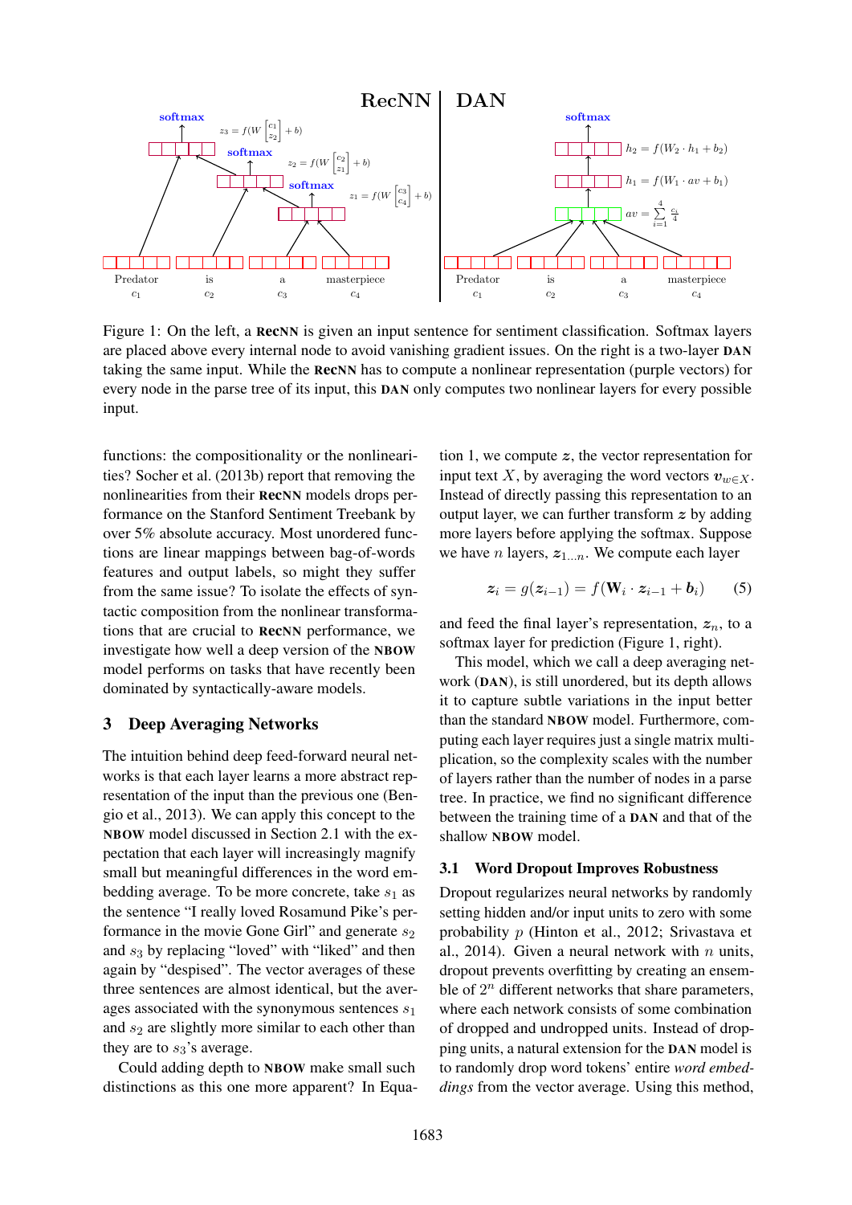Figure 1: On the left, a **RecNN** is given an input sentence for sentiment classification. Softmax layers are placed above every internal node to avoid vanishing gradient issues. On the right is a two-layer **DAN** taking the same input. While the **RecNN** has to compute a nonlinear representation (purple vectors) for every node in the parse tree of its input, this **DAN** only computes two nonlinear layers for every possible input.

functions: the compositionality or the nonlinearities? Socher et al. (2013b) report that removing the nonlinearities from their **RecNN** models drops performance on the Stanford Sentiment Treebank by over 5% absolute accuracy. Most unordered functions are linear mappings between bag-of-words features and output labels, so might they suffer from the same issue? To isolate the effects of syntactic composition from the nonlinear transformations that are crucial to **RecNN** performance, we investigate how well a deep version of the **NBOW** model performs on tasks that have recently been dominated by syntactically-aware models.

## 3 Deep Averaging Networks

The intuition behind deep feed-forward neural networks is that each layer learns a more abstract representation of the input than the previous one (Bengio et al., 2013). We can apply this concept to the **NBOW** model discussed in Section 2.1 with the expectation that each layer will increasingly magnify small but meaningful differences in the word embedding average. To be more concrete, take $s_1$ as the sentence "I really loved Rosamund Pike's performance in the movie Gone Girl" and generate $s_2$ and $s_3$ by replacing "loved" with "liked" and then again by "despised". The vector averages of these three sentences are almost identical, but the averages associated with the synonymous sentences $s_1$ and $s_2$ are slightly more similar to each other than they are to $s_3$'s average.

Could adding depth to **NBOW** make small such distinctions as this one more apparent? In Equation 1, we compute $\boldsymbol{z}$, the vector representation for input text $X$, by averaging the word vectors $\boldsymbol{v}_{w \in X}$. Instead of directly passing this representation to an output layer, we can further transform $\boldsymbol{z}$ by adding more layers before applying the softmax. Suppose we have $n$ layers, $\boldsymbol{z}_{1 \ldots n}$. We compute each layer

$$\boldsymbol{z}_i = g(\boldsymbol{z}_{i-1}) = f(\mathbf{W}_i \cdot \boldsymbol{z}_{i-1} + \boldsymbol{b}_i) \qquad (5)$$

and feed the final layer's representation, $\boldsymbol{z}_n$, to a softmax layer for prediction (Figure 1, right).

This model, which we call a deep averaging network (**DAN**), is still unordered, but its depth allows it to capture subtle variations in the input better than the standard **NBOW** model. Furthermore, computing each layer requires just a single matrix multiplication, so the complexity scales with the number of layers rather than the number of nodes in a parse tree. In practice, we find no significant difference between the training time of a **DAN** and that of the shallow **NBOW** model.

### 3.1 Word Dropout Improves Robustness

Dropout regularizes neural networks by randomly setting hidden and/or input units to zero with some probability $p$ (Hinton et al., 2012; Srivastava et al., 2014). Given a neural network with $n$ units, dropout prevents overfitting by creating an ensemble of $2^n$ different networks that share parameters, where each network consists of some combination of dropped and undropped units. Instead of dropping units, a natural extension for the **DAN** model is to randomly drop word tokens' entire *word embeddings* from the vector average. Using this method,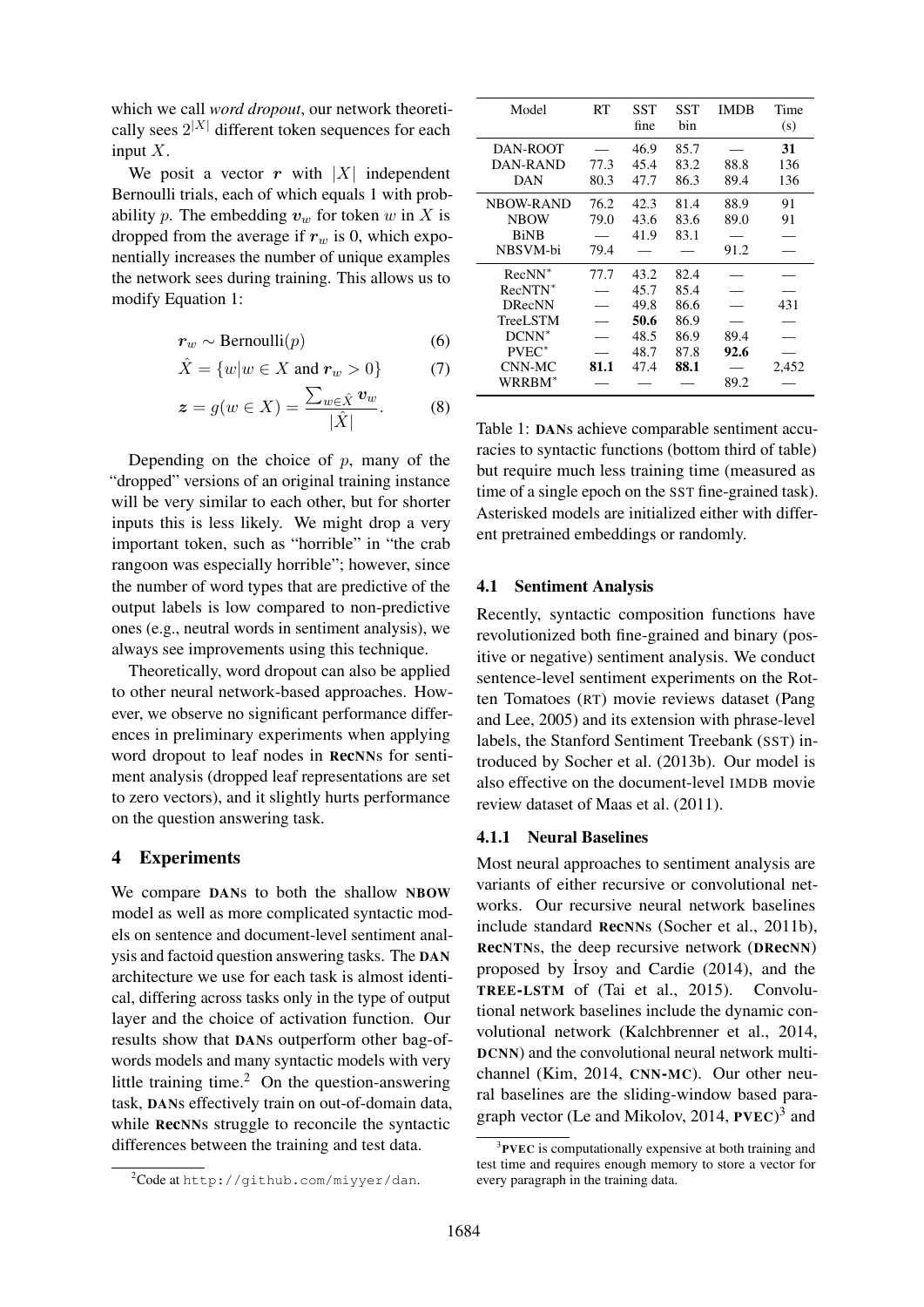which we call *word dropout*, our network theoretically sees $2^{|X|}$ different token sequences for each input $X$.

We posit a vector $\boldsymbol{r}$ with $|X|$ independent Bernoulli trials, each of which equals 1 with probability $p$. The embedding $\boldsymbol{v}_w$ for token $w$ in $X$ is dropped from the average if $\boldsymbol{r}_w$ is 0, which exponentially increases the number of unique examples the network sees during training. This allows us to modify Equation 1:

$$\boldsymbol{r}_w \sim \text{Bernoulli}(p) \tag{6}$$

$$\hat{X} = \{w | w \in X \text{ and } \boldsymbol{r}_w > 0\} \tag{7}$$

$$\boldsymbol{z} = g(w \in X) = \frac{\sum_{w \in \hat{X}} \boldsymbol{v}_w}{|\hat{X}|}. \tag{8}$$

Depending on the choice of $p$, many of the "dropped" versions of an original training instance will be very similar to each other, but for shorter inputs this is less likely. We might drop a very important token, such as "horrible" in "the crab rangoon was especially horrible"; however, since the number of word types that are predictive of the output labels is low compared to non-predictive ones (e.g., neutral words in sentiment analysis), we always see improvements using this technique.

Theoretically, word dropout can also be applied to other neural network-based approaches. However, we observe no significant performance differences in preliminary experiments when applying word dropout to leaf nodes in **RecNN**s for sentiment analysis (dropped leaf representations are set to zero vectors), and it slightly hurts performance on the question answering task.

## 4 Experiments

We compare **DAN**s to both the shallow **NBOW** model as well as more complicated syntactic models on sentence and document-level sentiment analysis and factoid question answering tasks. The **DAN** architecture we use for each task is almost identical, differing across tasks only in the type of output layer and the choice of activation function. Our results show that **DAN**s outperform other bag-of-words models and many syntactic models with very little training time.[2] On the question-answering task, **DAN**s effectively train on out-of-domain data, while **RecNN**s struggle to reconcile the syntactic differences between the training and test data.

[2] Code at `http://github.com/miyyer/dan`.

| Model | RT | SST fine | SST bin | IMDB | Time (s) |
|---|---|---|---|---|---|
| DAN-ROOT | — | 46.9 | 85.7 | — | **31** |
| DAN-RAND | 77.3 | 45.4 | 83.2 | 88.8 | 136 |
| DAN | 80.3 | 47.7 | 86.3 | 89.4 | 136 |
| NBOW-RAND | 76.2 | 42.3 | 81.4 | 88.9 | 91 |
| NBOW | 79.0 | 43.6 | 83.6 | 89.0 | 91 |
| BiNB | — | 41.9 | 83.1 | — | — |
| NBSVM-bi | 79.4 | — | — | 91.2 | — |
| RecNN* | 77.7 | 43.2 | 82.4 | — | — |
| RecNTN* | — | 45.7 | 85.4 | — | — |
| DRecNN | — | 49.8 | 86.6 | — | 431 |
| TreeLSTM | — | **50.6** | 86.9 | — | — |
| DCNN* | — | 48.5 | 86.9 | 89.4 | — |
| PVEC* | — | 48.7 | 87.8 | **92.6** | — |
| CNN-MC | **81.1** | 47.4 | **88.1** | — | 2,452 |
| WRRBM* | — | — | — | 89.2 | — |

Table 1: **DAN**s achieve comparable sentiment accuracies to syntactic functions (bottom third of table) but require much less training time (measured as time of a single epoch on the SST fine-grained task). Asterisked models are initialized either with different pretrained embeddings or randomly.

### 4.1 Sentiment Analysis

Recently, syntactic composition functions have revolutionized both fine-grained and binary (positive or negative) sentiment analysis. We conduct sentence-level sentiment experiments on the Rotten Tomatoes (RT) movie reviews dataset (Pang and Lee, 2005) and its extension with phrase-level labels, the Stanford Sentiment Treebank (SST) introduced by Socher et al. (2013b). Our model is also effective on the document-level IMDB movie review dataset of Maas et al. (2011).

#### 4.1.1 Neural Baselines

Most neural approaches to sentiment analysis are variants of either recursive or convolutional networks. Our recursive neural network baselines include standard **RecNN**s (Socher et al., 2011b), **RecNTN**s, the deep recursive network (**DRecNN**) proposed by İrsoy and Cardie (2014), and the **TREE-LSTM** of (Tai et al., 2015). Convolutional network baselines include the dynamic convolutional network (Kalchbrenner et al., 2014, **DCNN**) and the convolutional neural network multichannel (Kim, 2014, **CNN-MC**). Our other neural baselines are the sliding-window based paragraph vector (Le and Mikolov, 2014, **PVEC**)[3] and

[3] **PVEC** is computationally expensive at both training and test time and requires enough memory to store a vector for every paragraph in the training data.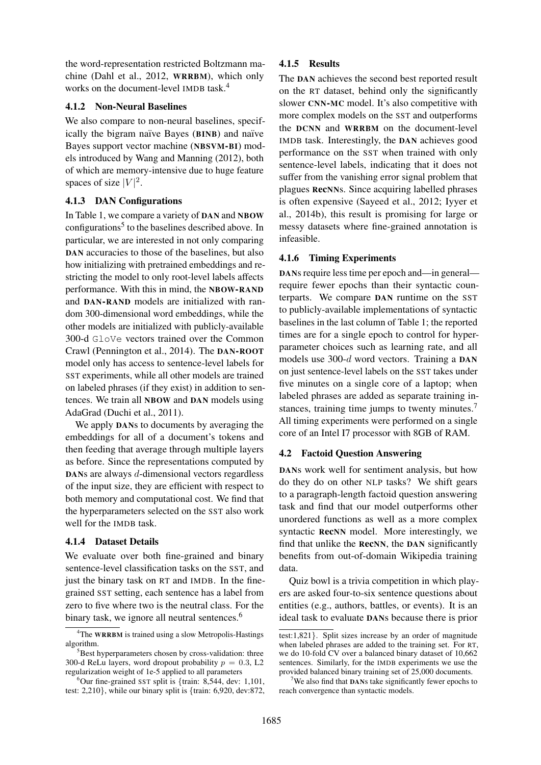the word-representation restricted Boltzmann machine (Dahl et al., 2012, **WRRBM**), which only works on the document-level IMDB task.[4]

#### 4.1.2 Non-Neural Baselines

We also compare to non-neural baselines, specifically the bigram naïve Bayes (**BINB**) and naïve Bayes support vector machine (**NBSVM-BI**) models introduced by Wang and Manning (2012), both of which are memory-intensive due to huge feature spaces of size $|V|^2$.

#### 4.1.3 DAN Configurations

In Table 1, we compare a variety of **DAN** and **NBOW** configurations[5] to the baselines described above. In particular, we are interested in not only comparing **DAN** accuracies to those of the baselines, but also how initializing with pretrained embeddings and restricting the model to only root-level labels affects performance. With this in mind, the **NBOW-RAND** and **DAN-RAND** models are initialized with random 300-dimensional word embeddings, while the other models are initialized with publicly-available 300-d `GloVe` vectors trained over the Common Crawl (Pennington et al., 2014). The **DAN-ROOT** model only has access to sentence-level labels for SST experiments, while all other models are trained on labeled phrases (if they exist) in addition to sentences. We train all **NBOW** and **DAN** models using AdaGrad (Duchi et al., 2011).

We apply **DAN**s to documents by averaging the embeddings for all of a document's tokens and then feeding that average through multiple layers as before. Since the representations computed by **DAN**s are always $d$-dimensional vectors regardless of the input size, they are efficient with respect to both memory and computational cost. We find that the hyperparameters selected on the SST also work well for the IMDB task.

#### 4.1.4 Dataset Details

We evaluate over both fine-grained and binary sentence-level classification tasks on the SST, and just the binary task on RT and IMDB. In the fine-grained SST setting, each sentence has a label from zero to five where two is the neutral class. For the binary task, we ignore all neutral sentences.[6]

#### 4.1.5 Results

The **DAN** achieves the second best reported result on the RT dataset, behind only the significantly slower **CNN-MC** model. It's also competitive with more complex models on the SST and outperforms the **DCNN** and **WRRBM** on the document-level IMDB task. Interestingly, the **DAN** achieves good performance on the SST when trained with only sentence-level labels, indicating that it does not suffer from the vanishing error signal problem that plagues **RecNN**s. Since acquiring labelled phrases is often expensive (Sayeed et al., 2012; Iyyer et al., 2014b), this result is promising for large or messy datasets where fine-grained annotation is infeasible.

#### 4.1.6 Timing Experiments

**DAN**s require less time per epoch and—in general—require fewer epochs than their syntactic counterparts. We compare **DAN** runtime on the SST to publicly-available implementations of syntactic baselines in the last column of Table 1; the reported times are for a single epoch to control for hyperparameter choices such as learning rate, and all models use 300-$d$ word vectors. Training a **DAN** on just sentence-level labels on the SST takes under five minutes on a single core of a laptop; when labeled phrases are added as separate training instances, training time jumps to twenty minutes.[7] All timing experiments were performed on a single core of an Intel I7 processor with 8GB of RAM.

### 4.2 Factoid Question Answering

**DAN**s work well for sentiment analysis, but how do they do on other NLP tasks? We shift gears to a paragraph-length factoid question answering task and find that our model outperforms other unordered functions as well as a more complex syntactic **RecNN** model. More interestingly, we find that unlike the **RecNN**, the **DAN** significantly benefits from out-of-domain Wikipedia training data.

Quiz bowl is a trivia competition in which players are asked four-to-six sentence questions about entities (e.g., authors, battles, or events). It is an ideal task to evaluate **DAN**s because there is prior

---

[4] The **WRRBM** is trained using a slow Metropolis-Hastings algorithm.

[5] Best hyperparameters chosen by cross-validation: three 300-d ReLu layers, word dropout probability $p = 0.3$, L2 regularization weight of 1e-5 applied to all parameters

[6] Our fine-grained SST split is {train: 8,544, dev: 1,101, test: 2,210}, while our binary split is {train: 6,920, dev:872, test:1,821}. Split sizes increase by an order of magnitude when labeled phrases are added to the training set. For RT, we do 10-fold CV over a balanced binary dataset of 10,662 sentences. Similarly, for the IMDB experiments we use the provided balanced binary training set of 25,000 documents.

[7] We also find that **DAN**s take significantly fewer epochs to reach convergence than syntactic models.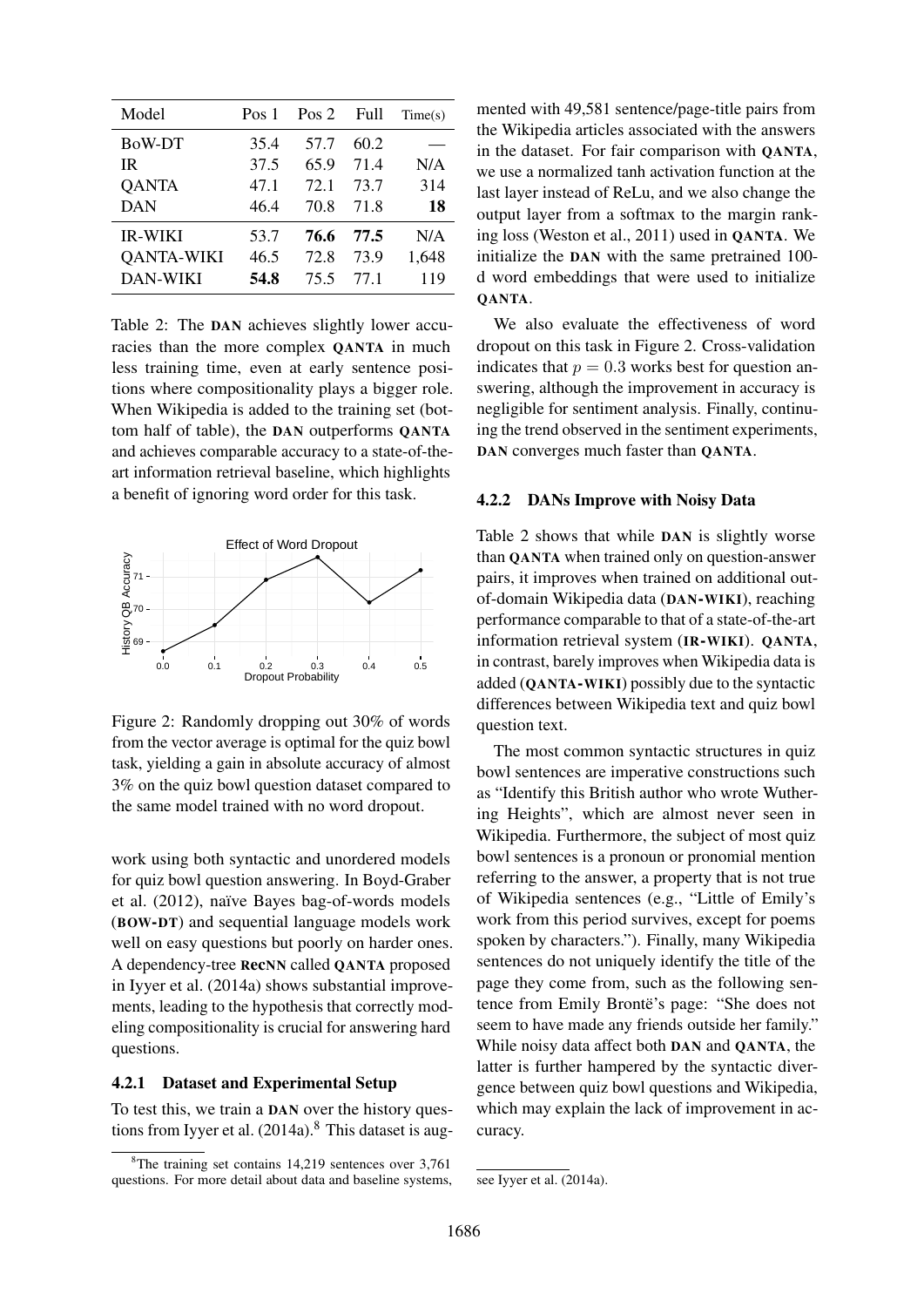| Model | Pos 1 | Pos 2 | Full | Time(s) |
|---|---|---|---|---|
| BoW-DT | 35.4 | 57.7 | 60.2 | — |
| IR | 37.5 | 65.9 | 71.4 | N/A |
| QANTA | 47.1 | 72.1 | 73.7 | 314 |
| DAN | 46.4 | 70.8 | 71.8 | **18** |
| IR-WIKI | 53.7 | **76.6** | **77.5** | N/A |
| QANTA-WIKI | 46.5 | 72.8 | 73.9 | 1,648 |
| DAN-WIKI | **54.8** | 75.5 | 77.1 | 119 |

Table 2: The **DAN** achieves slightly lower accuracies than the more complex **QANTA** in much less training time, even at early sentence positions where compositionality plays a bigger role. When Wikipedia is added to the training set (bottom half of table), the **DAN** outperforms **QANTA** and achieves comparable accuracy to a state-of-the-art information retrieval baseline, which highlights a benefit of ignoring word order for this task.

Figure 2: Randomly dropping out 30% of words from the vector average is optimal for the quiz bowl task, yielding a gain in absolute accuracy of almost 3% on the quiz bowl question dataset compared to the same model trained with no word dropout.

work using both syntactic and unordered models for quiz bowl question answering. In Boyd-Graber et al. (2012), naïve Bayes bag-of-words models (**BOW-DT**) and sequential language models work well on easy questions but poorly on harder ones. A dependency-tree **RecNN** called **QANTA** proposed in Iyyer et al. (2014a) shows substantial improvements, leading to the hypothesis that correctly modeling compositionality is crucial for answering hard questions.

### 4.2.1 Dataset and Experimental Setup

To test this, we train a **DAN** over the history questions from Iyyer et al. (2014a).[8] This dataset is augmented with 49,581 sentence/page-title pairs from the Wikipedia articles associated with the answers in the dataset. For fair comparison with **QANTA**, we use a normalized tanh activation function at the last layer instead of ReLu, and we also change the output layer from a softmax to the margin ranking loss (Weston et al., 2011) used in **QANTA**. We initialize the **DAN** with the same pretrained 100-d word embeddings that were used to initialize **QANTA**.

We also evaluate the effectiveness of word dropout on this task in Figure 2. Cross-validation indicates that $p = 0.3$ works best for question answering, although the improvement in accuracy is negligible for sentiment analysis. Finally, continuing the trend observed in the sentiment experiments, **DAN** converges much faster than **QANTA**.

### 4.2.2 DANs Improve with Noisy Data

Table 2 shows that while **DAN** is slightly worse than **QANTA** when trained only on question-answer pairs, it improves when trained on additional out-of-domain Wikipedia data (**DAN-WIKI**), reaching performance comparable to that of a state-of-the-art information retrieval system (**IR-WIKI**). **QANTA**, in contrast, barely improves when Wikipedia data is added (**QANTA-WIKI**) possibly due to the syntactic differences between Wikipedia text and quiz bowl question text.

The most common syntactic structures in quiz bowl sentences are imperative constructions such as "Identify this British author who wrote Wuthering Heights", which are almost never seen in Wikipedia. Furthermore, the subject of most quiz bowl sentences is a pronoun or pronomial mention referring to the answer, a property that is not true of Wikipedia sentences (e.g., "Little of Emily's work from this period survives, except for poems spoken by characters."). Finally, many Wikipedia sentences do not uniquely identify the title of the page they come from, such as the following sentence from Emily Brontë's page: "She does not seem to have made any friends outside her family." While noisy data affect both **DAN** and **QANTA**, the latter is further hampered by the syntactic divergence between quiz bowl questions and Wikipedia, which may explain the lack of improvement in accuracy.

[8] The training set contains 14,219 sentences over 3,761 questions. For more detail about data and baseline systems, see Iyyer et al. (2014a).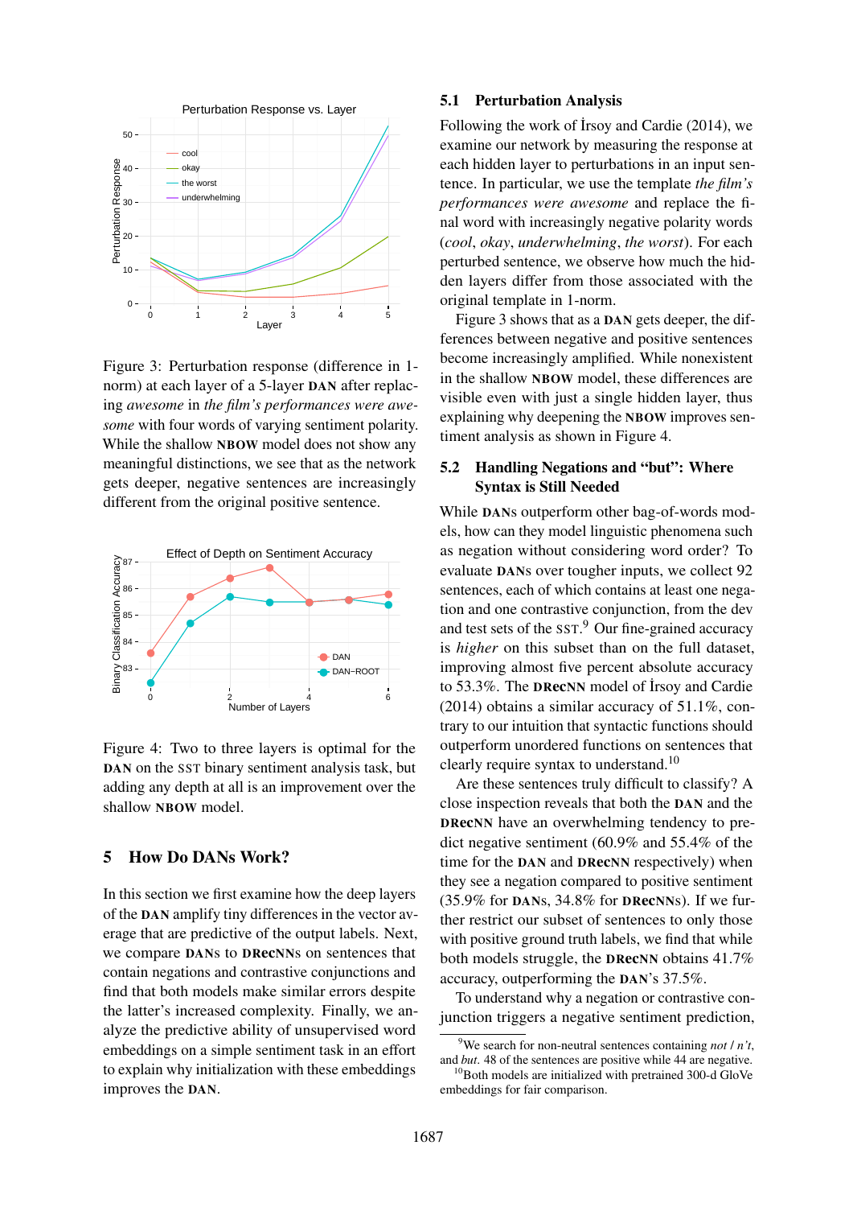Figure 3: Perturbation response (difference in 1-norm) at each layer of a 5-layer **DAN** after replacing *awesome* in *the film's performances were awesome* with four words of varying sentiment polarity. While the shallow **NBOW** model does not show any meaningful distinctions, we see that as the network gets deeper, negative sentences are increasingly different from the original positive sentence.

Figure 4: Two to three layers is optimal for the **DAN** on the SST binary sentiment analysis task, but adding any depth at all is an improvement over the shallow **NBOW** model.

## 5 How Do DANs Work?

In this section we first examine how the deep layers of the **DAN** amplify tiny differences in the vector average that are predictive of the output labels. Next, we compare **DAN**s to **DRecNN**s on sentences that contain negations and contrastive conjunctions and find that both models make similar errors despite the latter's increased complexity. Finally, we analyze the predictive ability of unsupervised word embeddings on a simple sentiment task in an effort to explain why initialization with these embeddings improves the **DAN**.

### 5.1 Perturbation Analysis

Following the work of İrsoy and Cardie (2014), we examine our network by measuring the response at each hidden layer to perturbations in an input sentence. In particular, we use the template *the film's performances were awesome* and replace the final word with increasingly negative polarity words (*cool*, *okay*, *underwhelming*, *the worst*). For each perturbed sentence, we observe how much the hidden layers differ from those associated with the original template in 1-norm.

Figure 3 shows that as a **DAN** gets deeper, the differences between negative and positive sentences become increasingly amplified. While nonexistent in the shallow **NBOW** model, these differences are visible even with just a single hidden layer, thus explaining why deepening the **NBOW** improves sentiment analysis as shown in Figure 4.

### 5.2 Handling Negations and "but": Where Syntax is Still Needed

While **DAN**s outperform other bag-of-words models, how can they model linguistic phenomena such as negation without considering word order? To evaluate **DAN**s over tougher inputs, we collect 92 sentences, each of which contains at least one negation and one contrastive conjunction, from the dev and test sets of the SST.[9] Our fine-grained accuracy is *higher* on this subset than on the full dataset, improving almost five percent absolute accuracy to 53.3%. The **DRecNN** model of İrsoy and Cardie (2014) obtains a similar accuracy of 51.1%, contrary to our intuition that syntactic functions should outperform unordered functions on sentences that clearly require syntax to understand.[10]

Are these sentences truly difficult to classify? A close inspection reveals that both the **DAN** and the **DRecNN** have an overwhelming tendency to predict negative sentiment (60.9% and 55.4% of the time for the **DAN** and **DRecNN** respectively) when they see a negation compared to positive sentiment (35.9% for **DAN**s, 34.8% for **DRecNN**s). If we further restrict our subset of sentences to only those with positive ground truth labels, we find that while both models struggle, the **DRecNN** obtains 41.7% accuracy, outperforming the **DAN**'s 37.5%.

To understand why a negation or contrastive conjunction triggers a negative sentiment prediction,

[9]We search for non-neutral sentences containing *not* / *n't*, and *but*. 48 of the sentences are positive while 44 are negative.

[10]Both models are initialized with pretrained 300-d GloVe embeddings for fair comparison.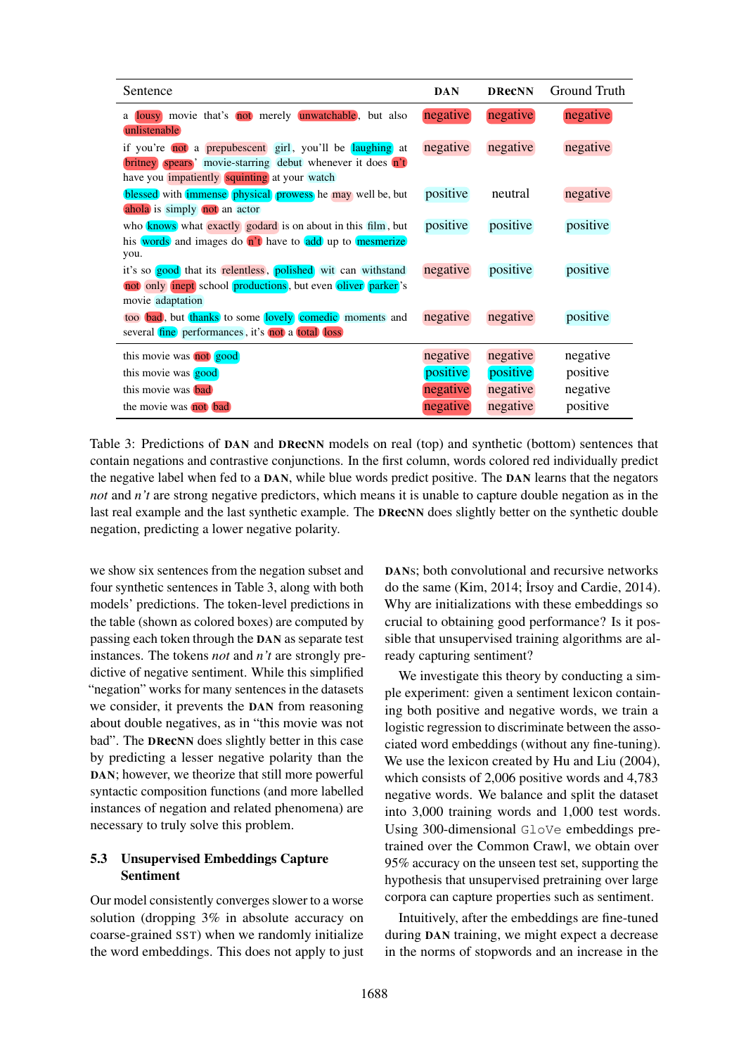| Sentence | DAN | DRecNN | Ground Truth |
|---|---|---|---|
| a lousy movie that's not merely unwatchable, but also unlistenable | negative | negative | negative |
| if you're not a prepubescent girl, you'll be laughing at britney spears' movie-starring debut whenever it does n't have you impatiently squinting at your watch | negative | negative | negative |
| blessed with immense physical prowess he may well be, but ahola is simply not an actor | positive | neutral | negative |
| who knows what exactly godard is on about in this film, but his words and images do n't have to add up to mesmerize you. | positive | positive | positive |
| it's so good that its relentless, polished wit can withstand not only inept school productions, but even oliver parker's movie adaptation | negative | positive | positive |
| too bad, but thanks to some lovely comedic moments and several fine performances, it's not a total loss | negative | negative | positive |
| this movie was not good | negative | negative | negative |
| this movie was good | positive | positive | positive |
| this movie was bad | negative | negative | negative |
| the movie was not bad | negative | negative | positive |

Table 3: Predictions of DAN and DRecNN models on real (top) and synthetic (bottom) sentences that contain negations and contrastive conjunctions. In the first column, words colored red individually predict the negative label when fed to a DAN, while blue words predict positive. The DAN learns that the negators *not* and *n't* are strong negative predictors, which means it is unable to capture double negation as in the last real example and the last synthetic example. The DRecNN does slightly better on the synthetic double negation, predicting a lower negative polarity.

we show six sentences from the negation subset and four synthetic sentences in Table 3, along with both models' predictions. The token-level predictions in the table (shown as colored boxes) are computed by passing each token through the DAN as separate test instances. The tokens *not* and *n't* are strongly predictive of negative sentiment. While this simplified "negation" works for many sentences in the datasets we consider, it prevents the DAN from reasoning about double negatives, as in "this movie was not bad". The DRecNN does slightly better in this case by predicting a lesser negative polarity than the DAN; however, we theorize that still more powerful syntactic composition functions (and more labelled instances of negation and related phenomena) are necessary to truly solve this problem.

### 5.3 Unsupervised Embeddings Capture Sentiment

Our model consistently converges slower to a worse solution (dropping 3% in absolute accuracy on coarse-grained SST) when we randomly initialize the word embeddings. This does not apply to just DANs; both convolutional and recursive networks do the same (Kim, 2014; İrsoy and Cardie, 2014). Why are initializations with these embeddings so crucial to obtaining good performance? Is it possible that unsupervised training algorithms are already capturing sentiment?

We investigate this theory by conducting a simple experiment: given a sentiment lexicon containing both positive and negative words, we train a logistic regression to discriminate between the associated word embeddings (without any fine-tuning). We use the lexicon created by Hu and Liu (2004), which consists of 2,006 positive words and 4,783 negative words. We balance and split the dataset into 3,000 training words and 1,000 test words. Using 300-dimensional GloVe embeddings pretrained over the Common Crawl, we obtain over 95% accuracy on the unseen test set, supporting the hypothesis that unsupervised pretraining over large corpora can capture properties such as sentiment.

Intuitively, after the embeddings are fine-tuned during DAN training, we might expect a decrease in the norms of stopwords and an increase in the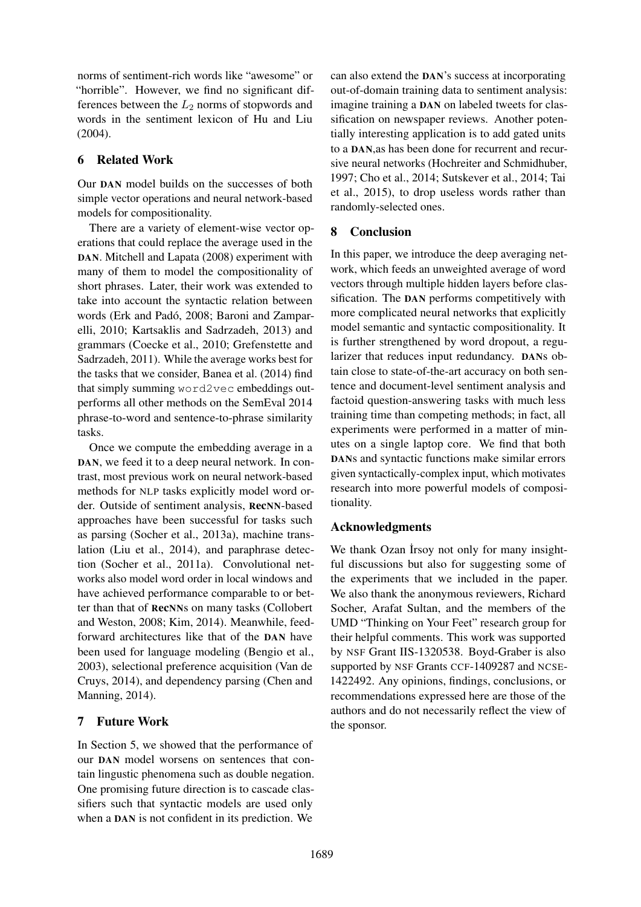norms of sentiment-rich words like "awesome" or "horrible". However, we find no significant differences between the $L_2$ norms of stopwords and words in the sentiment lexicon of Hu and Liu (2004).

## 6 Related Work

Our DAN model builds on the successes of both simple vector operations and neural network-based models for compositionality.

There are a variety of element-wise vector operations that could replace the average used in the DAN. Mitchell and Lapata (2008) experiment with many of them to model the compositionality of short phrases. Later, their work was extended to take into account the syntactic relation between words (Erk and Padó, 2008; Baroni and Zamparelli, 2010; Kartsaklis and Sadrzadeh, 2013) and grammars (Coecke et al., 2010; Grefenstette and Sadrzadeh, 2011). While the average works best for the tasks that we consider, Banea et al. (2014) find that simply summing word2vec embeddings outperforms all other methods on the SemEval 2014 phrase-to-word and sentence-to-phrase similarity tasks.

Once we compute the embedding average in a DAN, we feed it to a deep neural network. In contrast, most previous work on neural network-based methods for NLP tasks explicitly model word order. Outside of sentiment analysis, RecNN-based approaches have been successful for tasks such as parsing (Socher et al., 2013a), machine translation (Liu et al., 2014), and paraphrase detection (Socher et al., 2011a). Convolutional networks also model word order in local windows and have achieved performance comparable to or better than that of RecNNs on many tasks (Collobert and Weston, 2008; Kim, 2014). Meanwhile, feed-forward architectures like that of the DAN have been used for language modeling (Bengio et al., 2003), selectional preference acquisition (Van de Cruys, 2014), and dependency parsing (Chen and Manning, 2014).

## 7 Future Work

In Section 5, we showed that the performance of our DAN model worsens on sentences that contain lingustic phenomena such as double negation. One promising future direction is to cascade classifiers such that syntactic models are used only when a DAN is not confident in its prediction. We can also extend the DAN's success at incorporating out-of-domain training data to sentiment analysis: imagine training a DAN on labeled tweets for classification on newspaper reviews. Another potentially interesting application is to add gated units to a DAN,as has been done for recurrent and recursive neural networks (Hochreiter and Schmidhuber, 1997; Cho et al., 2014; Sutskever et al., 2014; Tai et al., 2015), to drop useless words rather than randomly-selected ones.

## 8 Conclusion

In this paper, we introduce the deep averaging network, which feeds an unweighted average of word vectors through multiple hidden layers before classification. The DAN performs competitively with more complicated neural networks that explicitly model semantic and syntactic compositionality. It is further strengthened by word dropout, a regularizer that reduces input redundancy. DANs obtain close to state-of-the-art accuracy on both sentence and document-level sentiment analysis and factoid question-answering tasks with much less training time than competing methods; in fact, all experiments were performed in a matter of minutes on a single laptop core. We find that both DANs and syntactic functions make similar errors given syntactically-complex input, which motivates research into more powerful models of compositionality.

## Acknowledgments

We thank Ozan İrsoy not only for many insightful discussions but also for suggesting some of the experiments that we included in the paper. We also thank the anonymous reviewers, Richard Socher, Arafat Sultan, and the members of the UMD "Thinking on Your Feet" research group for their helpful comments. This work was supported by NSF Grant IIS-1320538. Boyd-Graber is also supported by NSF Grants CCF-1409287 and NCSE-1422492. Any opinions, findings, conclusions, or recommendations expressed here are those of the authors and do not necessarily reflect the view of the sponsor.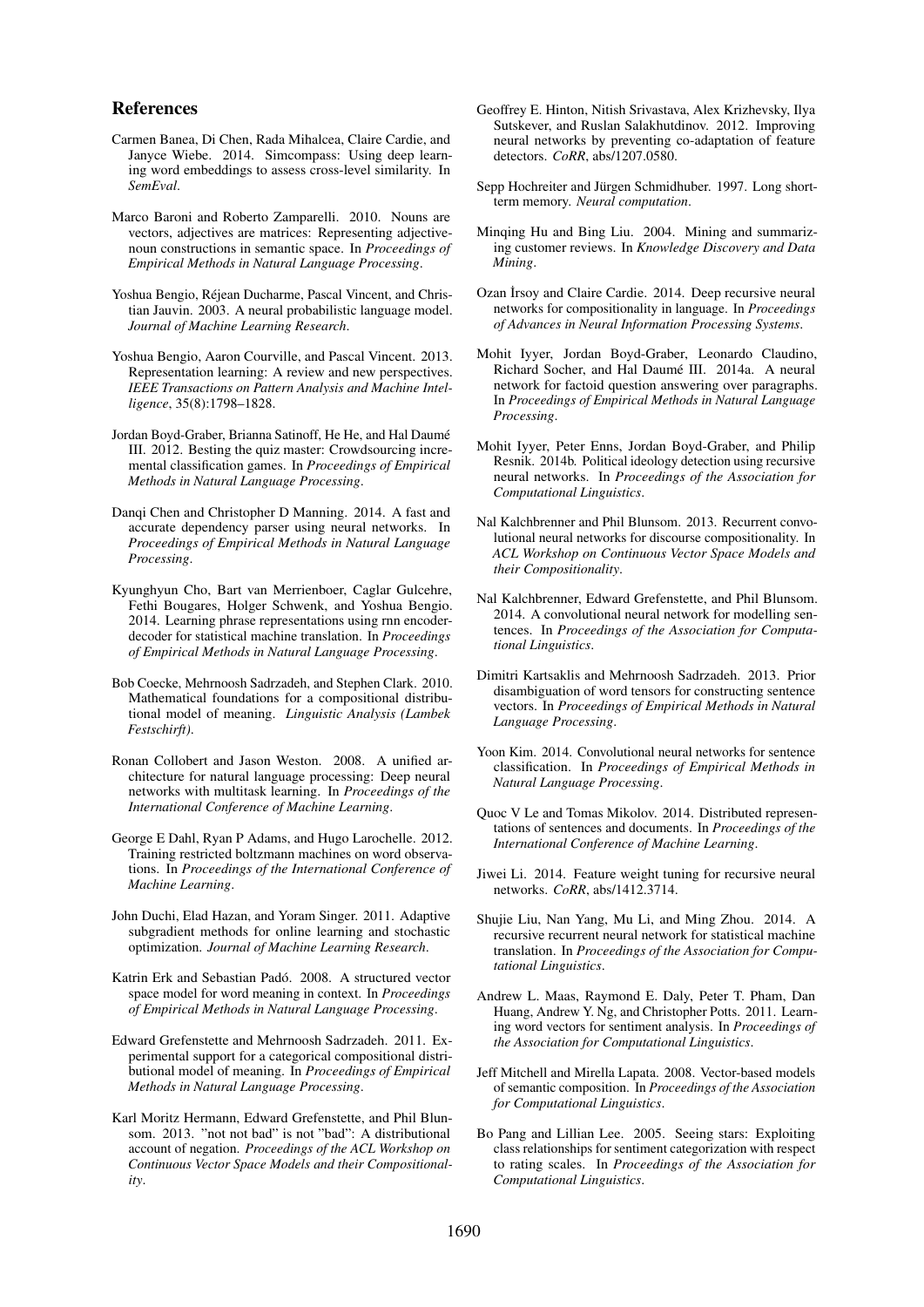## References

Carmen Banea, Di Chen, Rada Mihalcea, Claire Cardie, and Janyce Wiebe. 2014. Simcompass: Using deep learning word embeddings to assess cross-level similarity. In *SemEval*.

Marco Baroni and Roberto Zamparelli. 2010. Nouns are vectors, adjectives are matrices: Representing adjective-noun constructions in semantic space. In *Proceedings of Empirical Methods in Natural Language Processing*.

Yoshua Bengio, Réjean Ducharme, Pascal Vincent, and Christian Jauvin. 2003. A neural probabilistic language model. *Journal of Machine Learning Research*.

Yoshua Bengio, Aaron Courville, and Pascal Vincent. 2013. Representation learning: A review and new perspectives. *IEEE Transactions on Pattern Analysis and Machine Intelligence*, 35(8):1798–1828.

Jordan Boyd-Graber, Brianna Satinoff, He He, and Hal Daumé III. 2012. Besting the quiz master: Crowdsourcing incremental classification games. In *Proceedings of Empirical Methods in Natural Language Processing*.

Danqi Chen and Christopher D Manning. 2014. A fast and accurate dependency parser using neural networks. In *Proceedings of Empirical Methods in Natural Language Processing*.

Kyunghyun Cho, Bart van Merrienboer, Caglar Gulcehre, Fethi Bougares, Holger Schwenk, and Yoshua Bengio. 2014. Learning phrase representations using rnn encoder-decoder for statistical machine translation. In *Proceedings of Empirical Methods in Natural Language Processing*.

Bob Coecke, Mehrnoosh Sadrzadeh, and Stephen Clark. 2010. Mathematical foundations for a compositional distributional model of meaning. *Linguistic Analysis (Lambek Festschirft)*.

Ronan Collobert and Jason Weston. 2008. A unified architecture for natural language processing: Deep neural networks with multitask learning. In *Proceedings of the International Conference of Machine Learning*.

George E Dahl, Ryan P Adams, and Hugo Larochelle. 2012. Training restricted boltzmann machines on word observations. In *Proceedings of the International Conference of Machine Learning*.

John Duchi, Elad Hazan, and Yoram Singer. 2011. Adaptive subgradient methods for online learning and stochastic optimization. *Journal of Machine Learning Research*.

Katrin Erk and Sebastian Padó. 2008. A structured vector space model for word meaning in context. In *Proceedings of Empirical Methods in Natural Language Processing*.

Edward Grefenstette and Mehrnoosh Sadrzadeh. 2011. Experimental support for a categorical compositional distributional model of meaning. In *Proceedings of Empirical Methods in Natural Language Processing*.

Karl Moritz Hermann, Edward Grefenstette, and Phil Blunsom. 2013. "not not bad" is not "bad": A distributional account of negation. *Proceedings of the ACL Workshop on Continuous Vector Space Models and their Compositionality*.

Geoffrey E. Hinton, Nitish Srivastava, Alex Krizhevsky, Ilya Sutskever, and Ruslan Salakhutdinov. 2012. Improving neural networks by preventing co-adaptation of feature detectors. *CoRR*, abs/1207.0580.

Sepp Hochreiter and Jürgen Schmidhuber. 1997. Long short-term memory. *Neural computation*.

Minqing Hu and Bing Liu. 2004. Mining and summarizing customer reviews. In *Knowledge Discovery and Data Mining*.

Ozan İrsoy and Claire Cardie. 2014. Deep recursive neural networks for compositionality in language. In *Proceedings of Advances in Neural Information Processing Systems*.

Mohit Iyyer, Jordan Boyd-Graber, Leonardo Claudino, Richard Socher, and Hal Daumé III. 2014a. A neural network for factoid question answering over paragraphs. In *Proceedings of Empirical Methods in Natural Language Processing*.

Mohit Iyyer, Peter Enns, Jordan Boyd-Graber, and Philip Resnik. 2014b. Political ideology detection using recursive neural networks. In *Proceedings of the Association for Computational Linguistics*.

Nal Kalchbrenner and Phil Blunsom. 2013. Recurrent convolutional neural networks for discourse compositionality. In *ACL Workshop on Continuous Vector Space Models and their Compositionality*.

Nal Kalchbrenner, Edward Grefenstette, and Phil Blunsom. 2014. A convolutional neural network for modelling sentences. In *Proceedings of the Association for Computational Linguistics*.

Dimitri Kartsaklis and Mehrnoosh Sadrzadeh. 2013. Prior disambiguation of word tensors for constructing sentence vectors. In *Proceedings of Empirical Methods in Natural Language Processing*.

Yoon Kim. 2014. Convolutional neural networks for sentence classification. In *Proceedings of Empirical Methods in Natural Language Processing*.

Quoc V Le and Tomas Mikolov. 2014. Distributed representations of sentences and documents. In *Proceedings of the International Conference of Machine Learning*.

Jiwei Li. 2014. Feature weight tuning for recursive neural networks. *CoRR*, abs/1412.3714.

Shujie Liu, Nan Yang, Mu Li, and Ming Zhou. 2014. A recursive recurrent neural network for statistical machine translation. In *Proceedings of the Association for Computational Linguistics*.

Andrew L. Maas, Raymond E. Daly, Peter T. Pham, Dan Huang, Andrew Y. Ng, and Christopher Potts. 2011. Learning word vectors for sentiment analysis. In *Proceedings of the Association for Computational Linguistics*.

Jeff Mitchell and Mirella Lapata. 2008. Vector-based models of semantic composition. In *Proceedings of the Association for Computational Linguistics*.

Bo Pang and Lillian Lee. 2005. Seeing stars: Exploiting class relationships for sentiment categorization with respect to rating scales. In *Proceedings of the Association for Computational Linguistics*.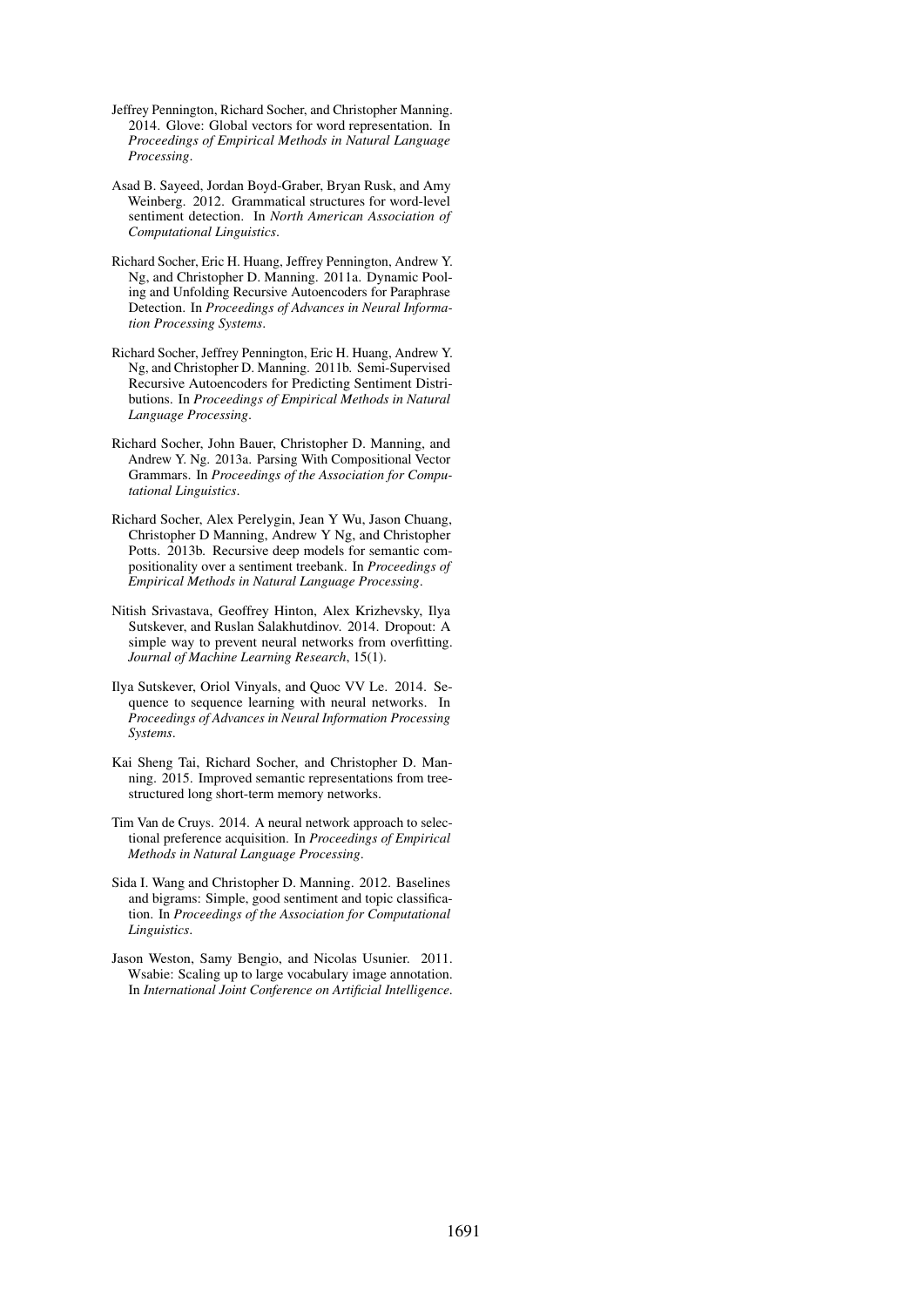Jeffrey Pennington, Richard Socher, and Christopher Manning. 2014. Glove: Global vectors for word representation. In *Proceedings of Empirical Methods in Natural Language Processing*.

Asad B. Sayeed, Jordan Boyd-Graber, Bryan Rusk, and Amy Weinberg. 2012. Grammatical structures for word-level sentiment detection. In *North American Association of Computational Linguistics*.

Richard Socher, Eric H. Huang, Jeffrey Pennington, Andrew Y. Ng, and Christopher D. Manning. 2011a. Dynamic Pooling and Unfolding Recursive Autoencoders for Paraphrase Detection. In *Proceedings of Advances in Neural Information Processing Systems*.

Richard Socher, Jeffrey Pennington, Eric H. Huang, Andrew Y. Ng, and Christopher D. Manning. 2011b. Semi-Supervised Recursive Autoencoders for Predicting Sentiment Distributions. In *Proceedings of Empirical Methods in Natural Language Processing*.

Richard Socher, John Bauer, Christopher D. Manning, and Andrew Y. Ng. 2013a. Parsing With Compositional Vector Grammars. In *Proceedings of the Association for Computational Linguistics*.

Richard Socher, Alex Perelygin, Jean Y Wu, Jason Chuang, Christopher D Manning, Andrew Y Ng, and Christopher Potts. 2013b. Recursive deep models for semantic compositionality over a sentiment treebank. In *Proceedings of Empirical Methods in Natural Language Processing*.

Nitish Srivastava, Geoffrey Hinton, Alex Krizhevsky, Ilya Sutskever, and Ruslan Salakhutdinov. 2014. Dropout: A simple way to prevent neural networks from overfitting. *Journal of Machine Learning Research*, 15(1).

Ilya Sutskever, Oriol Vinyals, and Quoc VV Le. 2014. Sequence to sequence learning with neural networks. In *Proceedings of Advances in Neural Information Processing Systems*.

Kai Sheng Tai, Richard Socher, and Christopher D. Manning. 2015. Improved semantic representations from tree-structured long short-term memory networks.

Tim Van de Cruys. 2014. A neural network approach to selectional preference acquisition. In *Proceedings of Empirical Methods in Natural Language Processing*.

Sida I. Wang and Christopher D. Manning. 2012. Baselines and bigrams: Simple, good sentiment and topic classification. In *Proceedings of the Association for Computational Linguistics*.

Jason Weston, Samy Bengio, and Nicolas Usunier. 2011. Wsabie: Scaling up to large vocabulary image annotation. In *International Joint Conference on Artificial Intelligence*.